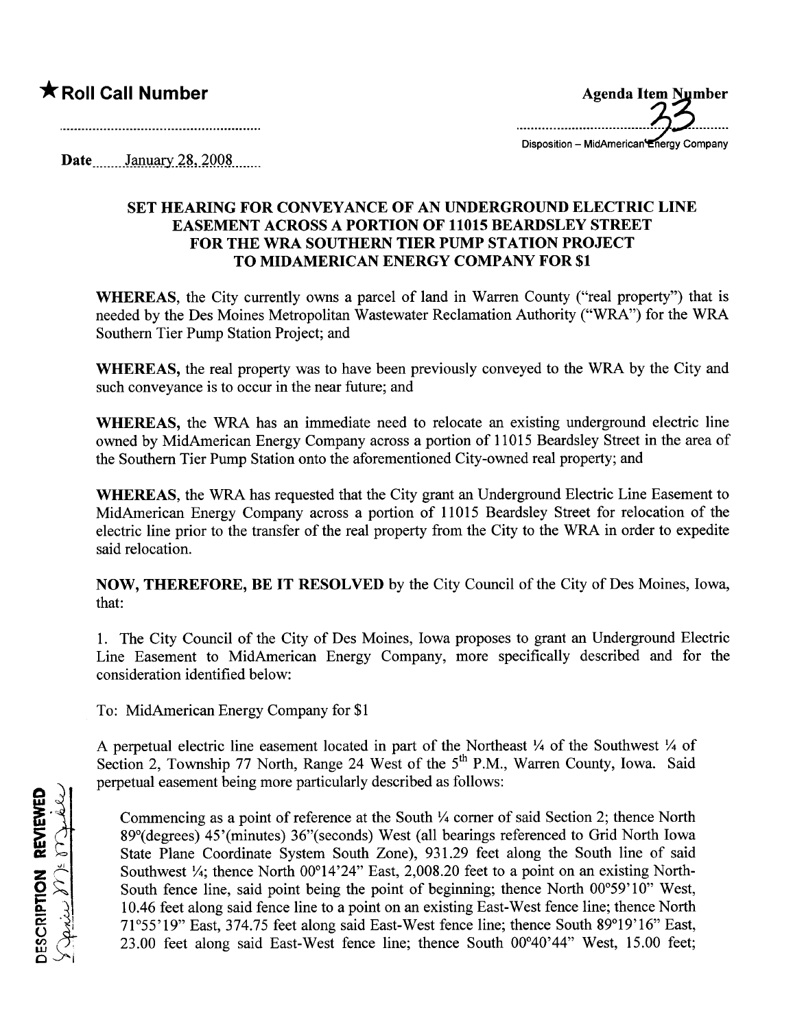★ **Roll Call Number**

..............................................................

**Agenda Item Number**
33
Disposition – MidAmerican Energy Company

**Date** January 28, 2008

## SET HEARING FOR CONVEYANCE OF AN UNDERGROUND ELECTRIC LINE EASEMENT ACROSS A PORTION OF 11015 BEARDSLEY STREET FOR THE WRA SOUTHERN TIER PUMP STATION PROJECT TO MIDAMERICAN ENERGY COMPANY FOR $1

**WHEREAS,** the City currently owns a parcel of land in Warren County ("real property") that is needed by the Des Moines Metropolitan Wastewater Reclamation Authority ("WRA") for the WRA Southern Tier Pump Station Project; and

**WHEREAS,** the real property was to have been previously conveyed to the WRA by the City and such conveyance is to occur in the near future; and

**WHEREAS,** the WRA has an immediate need to relocate an existing underground electric line owned by MidAmerican Energy Company across a portion of 11015 Beardsley Street in the area of the Southern Tier Pump Station onto the aforementioned City-owned real property; and

**WHEREAS,** the WRA has requested that the City grant an Underground Electric Line Easement to MidAmerican Energy Company across a portion of 11015 Beardsley Street for relocation of the electric line prior to the transfer of the real property from the City to the WRA in order to expedite said relocation.

**NOW, THEREFORE, BE IT RESOLVED** by the City Council of the City of Des Moines, Iowa, that:

1. The City Council of the City of Des Moines, Iowa proposes to grant an Underground Electric Line Easement to MidAmerican Energy Company, more specifically described and for the consideration identified below:

To: MidAmerican Energy Company for $1

A perpetual electric line easement located in part of the Northeast ¼ of the Southwest ¼ of Section 2, Township 77 North, Range 24 West of the 5th P.M., Warren County, Iowa. Said perpetual easement being more particularly described as follows:

DESCRIPTION REVIEWED

Commencing as a point of reference at the South ¼ corner of said Section 2; thence North 89°(degrees) 45'(minutes) 36"(seconds) West (all bearings referenced to Grid North Iowa State Plane Coordinate System South Zone), 931.29 feet along the South line of said Southwest ¼; thence North 00°14'24" East, 2,008.20 feet to a point on an existing North-South fence line, said point being the point of beginning; thence North 00°59'10" West, 10.46 feet along said fence line to a point on an existing East-West fence line; thence North 71°55'19" East, 374.75 feet along said East-West fence line; thence South 89°19'16" East, 23.00 feet along said East-West fence line; thence South 00°40'44" West, 15.00 feet;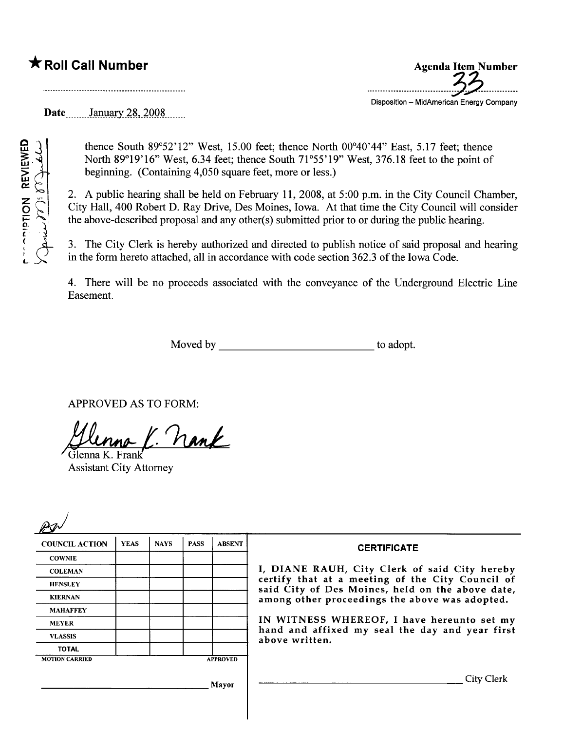★ **Roll Call Number**

..........................................................

Date January 28, 2008

**Agenda Item Number**

33

Disposition – MidAmerican Energy Company

thence South 89°52'12" West, 15.00 feet; thence North 00°40'44" East, 5.17 feet; thence North 89°19'16" West, 6.34 feet; thence South 71°55'19" West, 376.18 feet to the point of beginning. (Containing 4,050 square feet, more or less.)

2. A public hearing shall be held on February 11, 2008, at 5:00 p.m. in the City Council Chamber, City Hall, 400 Robert D. Ray Drive, Des Moines, Iowa. At that time the City Council will consider the above-described proposal and any other(s) submitted prior to or during the public hearing.

3. The City Clerk is hereby authorized and directed to publish notice of said proposal and hearing in the form hereto attached, all in accordance with code section 362.3 of the Iowa Code.

4. There will be no proceeds associated with the conveyance of the Underground Electric Line Easement.

Moved by ____________________________ to adopt.

APPROVED AS TO FORM:

Glenna K. Frank
Assistant City Attorney

| COUNCIL ACTION | YEAS | NAYS | PASS | ABSENT |
|---|---|---|---|---|
| COWNIE | | | | |
| COLEMAN | | | | |
| HENSLEY | | | | |
| KIERNAN | | | | |
| MAHAFFEY | | | | |
| MEYER | | | | |
| VLASSIS | | | | |
| TOTAL | | | | |
| MOTION CARRIED | | | | APPROVED |

______________________________ Mayor

**CERTIFICATE**

I, DIANE RAUH, City Clerk of said City hereby certify that at a meeting of the City Council of said City of Des Moines, held on the above date, among other proceedings the above was adopted.

IN WITNESS WHEREOF, I have hereunto set my hand and affixed my seal the day and year first above written.

______________________________ City Clerk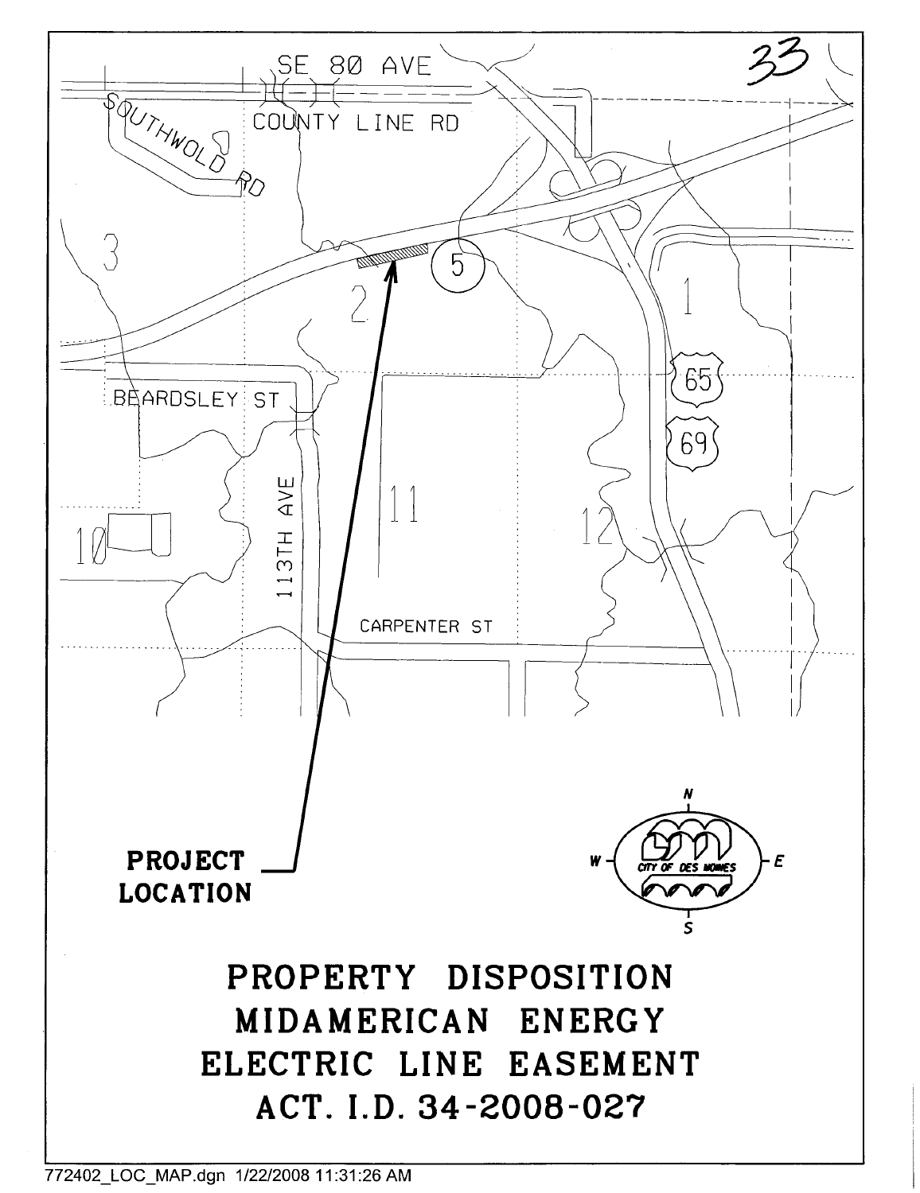33

SE 80 AVE

COUNTY LINE RD

SOUTHWOLD RD

3

2

5

1

65

69

BEARDSLEY ST

113TH AVE

11

12

10

CARPENTER ST

PROJECT LOCATION

N

W

E

S

CITY OF DES MOINES

# PROPERTY DISPOSITION MIDAMERICAN ENERGY ELECTRIC LINE EASEMENT ACT. I.D. 34-2008-027

772402_LOC_MAP.dgn 1/22/2008 11:31:26 AM